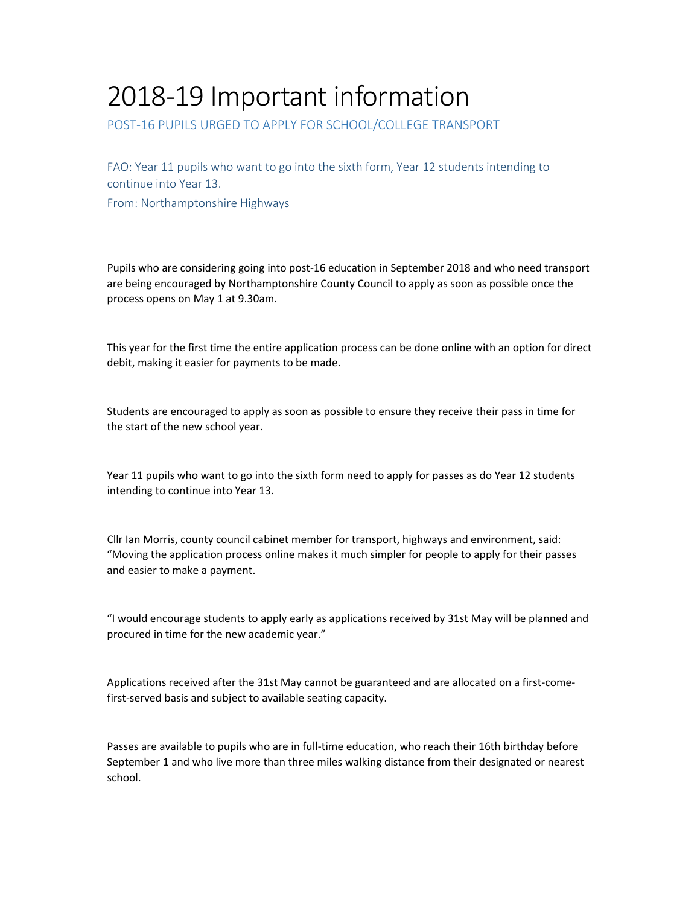# 2018-19 Important information

POST-16 PUPILS URGED TO APPLY FOR SCHOOL/COLLEGE TRANSPORT

FAO: Year 11 pupils who want to go into the sixth form, Year 12 students intending to continue into Year 13.

From: Northamptonshire Highways

Pupils who are considering going into post-16 education in September 2018 and who need transport are being encouraged by Northamptonshire County Council to apply as soon as possible once the process opens on May 1 at 9.30am.

This year for the first time the entire application process can be done online with an option for direct debit, making it easier for payments to be made.

Students are encouraged to apply as soon as possible to ensure they receive their pass in time for the start of the new school year.

Year 11 pupils who want to go into the sixth form need to apply for passes as do Year 12 students intending to continue into Year 13.

Cllr Ian Morris, county council cabinet member for transport, highways and environment, said: “Moving the application process online makes it much simpler for people to apply for their passes and easier to make a payment.

“I would encourage students to apply early as applications received by 31st May will be planned and procured in time for the new academic year.”

Applications received after the 31st May cannot be guaranteed and are allocated on a first-come-first-served basis and subject to available seating capacity.

Passes are available to pupils who are in full-time education, who reach their 16th birthday before September 1 and who live more than three miles walking distance from their designated or nearest school.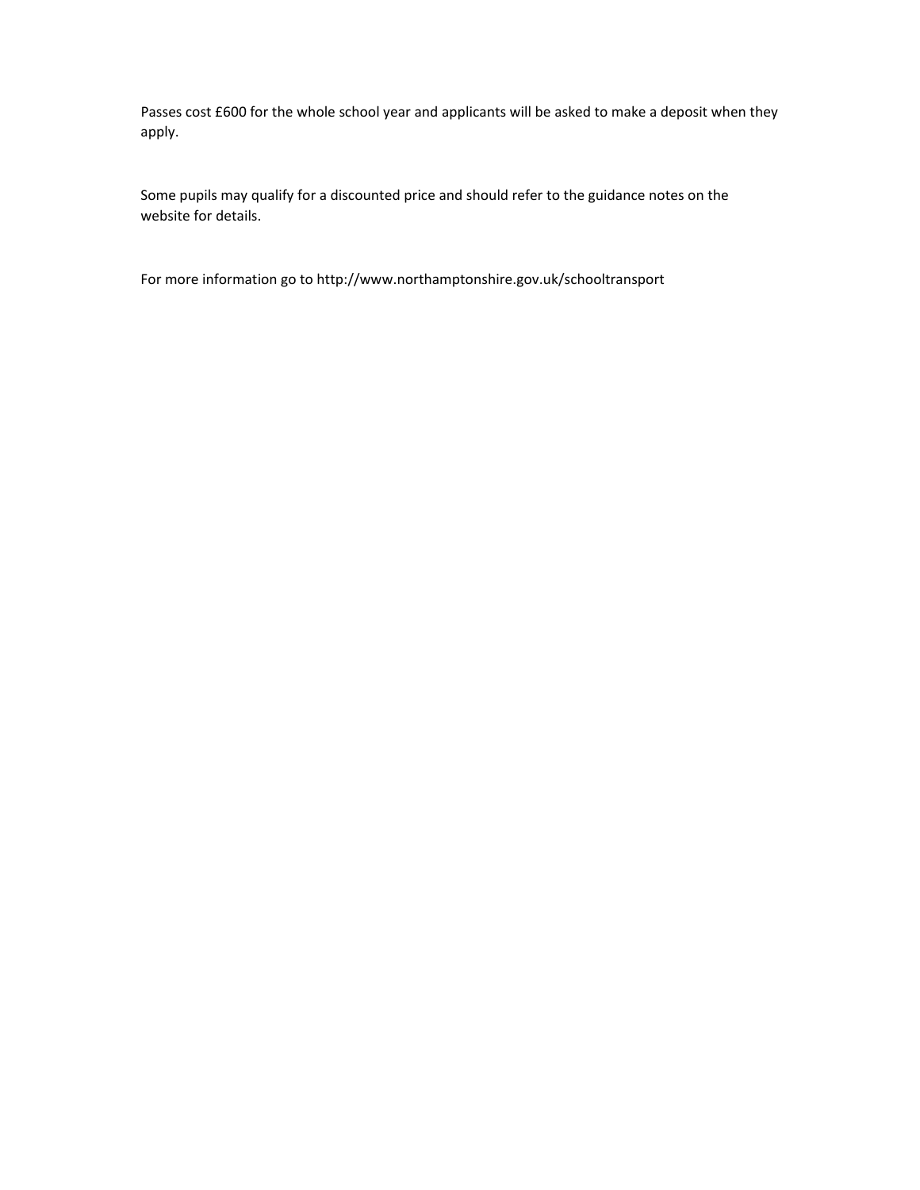Passes cost £600 for the whole school year and applicants will be asked to make a deposit when they apply.

Some pupils may qualify for a discounted price and should refer to the guidance notes on the website for details.

For more information go to http://www.northamptonshire.gov.uk/schooltransport